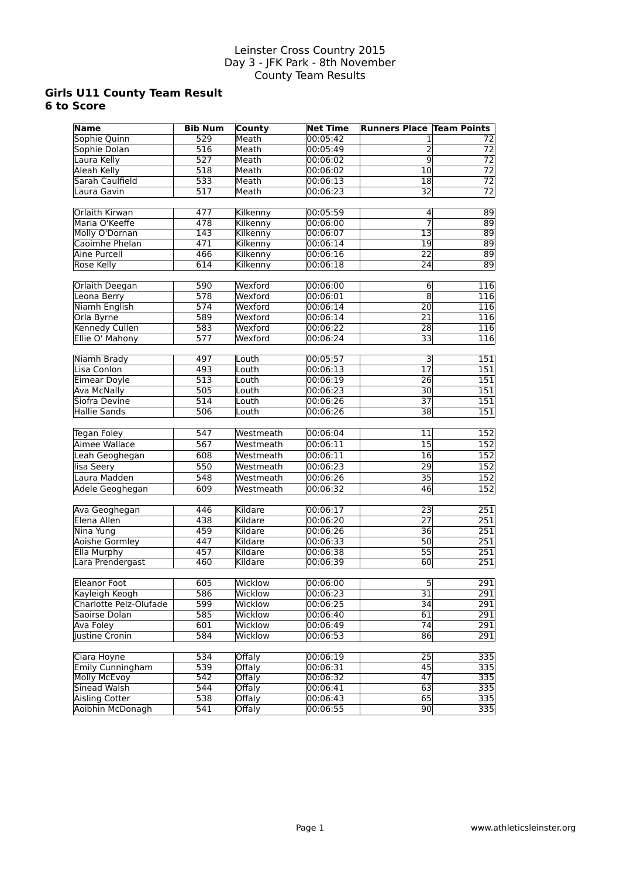Leinster Cross Country 2015
Day 3 - JFK Park - 8th November
County Team Results

## Girls U11 County Team Result
## 6 to Score

| Name | Bib Num | County | Net Time | Runners Place | Team Points |
|---|---|---|---|---|---|
| Sophie Quinn | 529 | Meath | 00:05:42 | 1 | 72 |
| Sophie Dolan | 516 | Meath | 00:05:49 | 2 | 72 |
| Laura Kelly | 527 | Meath | 00:06:02 | 9 | 72 |
| Aleah Kelly | 518 | Meath | 00:06:02 | 10 | 72 |
| Sarah Caulfield | 533 | Meath | 00:06:13 | 18 | 72 |
| Laura Gavin | 517 | Meath | 00:06:23 | 32 | 72 |
| | | | | | |
| Orlaith Kirwan | 477 | Kilkenny | 00:05:59 | 4 | 89 |
| Maria O'Keeffe | 478 | Kilkenny | 00:06:00 | 7 | 89 |
| Molly O'Dornan | 143 | Kilkenny | 00:06:07 | 13 | 89 |
| Caoimhe Phelan | 471 | Kilkenny | 00:06:14 | 19 | 89 |
| Aine Purcell | 466 | Kilkenny | 00:06:16 | 22 | 89 |
| Rose Kelly | 614 | Kilkenny | 00:06:18 | 24 | 89 |
| | | | | | |
| Orlaith Deegan | 590 | Wexford | 00:06:00 | 6 | 116 |
| Leona Berry | 578 | Wexford | 00:06:01 | 8 | 116 |
| Niamh English | 574 | Wexford | 00:06:14 | 20 | 116 |
| Orla Byrne | 589 | Wexford | 00:06:14 | 21 | 116 |
| Kennedy Cullen | 583 | Wexford | 00:06:22 | 28 | 116 |
| Ellie O' Mahony | 577 | Wexford | 00:06:24 | 33 | 116 |
| | | | | | |
| Niamh Brady | 497 | Louth | 00:05:57 | 3 | 151 |
| Lisa Conlon | 493 | Louth | 00:06:13 | 17 | 151 |
| Eimear Doyle | 513 | Louth | 00:06:19 | 26 | 151 |
| Ava McNally | 505 | Louth | 00:06:23 | 30 | 151 |
| Siofra Devine | 514 | Louth | 00:06:26 | 37 | 151 |
| Hallie Sands | 506 | Louth | 00:06:26 | 38 | 151 |
| | | | | | |
| Tegan Foley | 547 | Westmeath | 00:06:04 | 11 | 152 |
| Aimee Wallace | 567 | Westmeath | 00:06:11 | 15 | 152 |
| Leah Geoghegan | 608 | Westmeath | 00:06:11 | 16 | 152 |
| lisa Seery | 550 | Westmeath | 00:06:23 | 29 | 152 |
| Laura Madden | 548 | Westmeath | 00:06:26 | 35 | 152 |
| Adele Geoghegan | 609 | Westmeath | 00:06:32 | 46 | 152 |
| | | | | | |
| Ava Geoghegan | 446 | Kildare | 00:06:17 | 23 | 251 |
| Elena Allen | 438 | Kildare | 00:06:20 | 27 | 251 |
| Nina Yung | 459 | Kildare | 00:06:26 | 36 | 251 |
| Aoishe Gormley | 447 | Kildare | 00:06:33 | 50 | 251 |
| Ella Murphy | 457 | Kildare | 00:06:38 | 55 | 251 |
| Lara Prendergast | 460 | Kildare | 00:06:39 | 60 | 251 |
| | | | | | |
| Eleanor Foot | 605 | Wicklow | 00:06:00 | 5 | 291 |
| Kayleigh Keogh | 586 | Wicklow | 00:06:23 | 31 | 291 |
| Charlotte Pelz-Olufade | 599 | Wicklow | 00:06:25 | 34 | 291 |
| Saoirse Dolan | 585 | Wicklow | 00:06:40 | 61 | 291 |
| Ava Foley | 601 | Wicklow | 00:06:49 | 74 | 291 |
| Justine Cronin | 584 | Wicklow | 00:06:53 | 86 | 291 |
| | | | | | |
| Ciara Hoyne | 534 | Offaly | 00:06:19 | 25 | 335 |
| Emily Cunningham | 539 | Offaly | 00:06:31 | 45 | 335 |
| Molly McEvoy | 542 | Offaly | 00:06:32 | 47 | 335 |
| Sinead Walsh | 544 | Offaly | 00:06:41 | 63 | 335 |
| Aisling Cotter | 538 | Offaly | 00:06:43 | 65 | 335 |
| Aoibhin McDonagh | 541 | Offaly | 00:06:55 | 90 | 335 |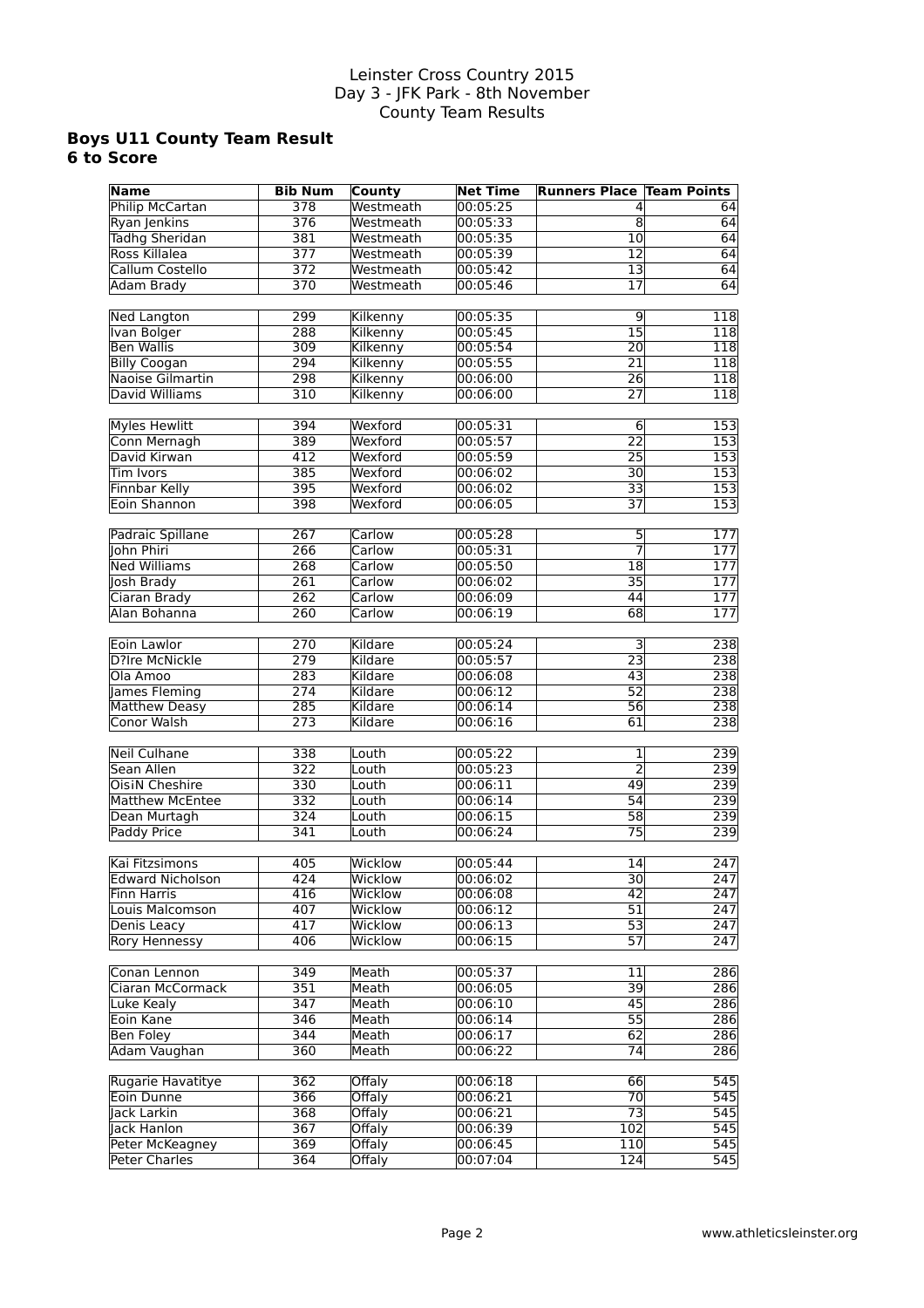Leinster Cross Country 2015
Day 3 - JFK Park - 8th November
County Team Results

## Boys U11 County Team Result
### 6 to Score

| Name | Bib Num | County | Net Time | Runners Place | Team Points |
|---|---|---|---|---|---|
| Philip McCartan | 378 | Westmeath | 00:05:25 | 4 | 64 |
| Ryan Jenkins | 376 | Westmeath | 00:05:33 | 8 | 64 |
| Tadhg Sheridan | 381 | Westmeath | 00:05:35 | 10 | 64 |
| Ross Killalea | 377 | Westmeath | 00:05:39 | 12 | 64 |
| Callum Costello | 372 | Westmeath | 00:05:42 | 13 | 64 |
| Adam Brady | 370 | Westmeath | 00:05:46 | 17 | 64 |
| | | | | | |
| Ned Langton | 299 | Kilkenny | 00:05:35 | 9 | 118 |
| Ivan Bolger | 288 | Kilkenny | 00:05:45 | 15 | 118 |
| Ben Wallis | 309 | Kilkenny | 00:05:54 | 20 | 118 |
| Billy Coogan | 294 | Kilkenny | 00:05:55 | 21 | 118 |
| Naoise Gilmartin | 298 | Kilkenny | 00:06:00 | 26 | 118 |
| David Williams | 310 | Kilkenny | 00:06:00 | 27 | 118 |
| | | | | | |
| Myles Hewlitt | 394 | Wexford | 00:05:31 | 6 | 153 |
| Conn Mernagh | 389 | Wexford | 00:05:57 | 22 | 153 |
| David Kirwan | 412 | Wexford | 00:05:59 | 25 | 153 |
| Tim Ivors | 385 | Wexford | 00:06:02 | 30 | 153 |
| Finnbar Kelly | 395 | Wexford | 00:06:02 | 33 | 153 |
| Eoin Shannon | 398 | Wexford | 00:06:05 | 37 | 153 |
| | | | | | |
| Padraic Spillane | 267 | Carlow | 00:05:28 | 5 | 177 |
| John Phiri | 266 | Carlow | 00:05:31 | 7 | 177 |
| Ned Williams | 268 | Carlow | 00:05:50 | 18 | 177 |
| Josh Brady | 261 | Carlow | 00:06:02 | 35 | 177 |
| Ciaran Brady | 262 | Carlow | 00:06:09 | 44 | 177 |
| Alan Bohanna | 260 | Carlow | 00:06:19 | 68 | 177 |
| | | | | | |
| Eoin Lawlor | 270 | Kildare | 00:05:24 | 3 | 238 |
| D?Ire McNickle | 279 | Kildare | 00:05:57 | 23 | 238 |
| Ola Amoo | 283 | Kildare | 00:06:08 | 43 | 238 |
| James Fleming | 274 | Kildare | 00:06:12 | 52 | 238 |
| Matthew Deasy | 285 | Kildare | 00:06:14 | 56 | 238 |
| Conor Walsh | 273 | Kildare | 00:06:16 | 61 | 238 |
| | | | | | |
| Neil Culhane | 338 | Louth | 00:05:22 | 1 | 239 |
| Sean Allen | 322 | Louth | 00:05:23 | 2 | 239 |
| OisiN Cheshire | 330 | Louth | 00:06:11 | 49 | 239 |
| Matthew McEntee | 332 | Louth | 00:06:14 | 54 | 239 |
| Dean Murtagh | 324 | Louth | 00:06:15 | 58 | 239 |
| Paddy Price | 341 | Louth | 00:06:24 | 75 | 239 |
| | | | | | |
| Kai Fitzsimons | 405 | Wicklow | 00:05:44 | 14 | 247 |
| Edward Nicholson | 424 | Wicklow | 00:06:02 | 30 | 247 |
| Finn Harris | 416 | Wicklow | 00:06:08 | 42 | 247 |
| Louis Malcomson | 407 | Wicklow | 00:06:12 | 51 | 247 |
| Denis Leacy | 417 | Wicklow | 00:06:13 | 53 | 247 |
| Rory Hennessy | 406 | Wicklow | 00:06:15 | 57 | 247 |
| | | | | | |
| Conan Lennon | 349 | Meath | 00:05:37 | 11 | 286 |
| Ciaran McCormack | 351 | Meath | 00:06:05 | 39 | 286 |
| Luke Kealy | 347 | Meath | 00:06:10 | 45 | 286 |
| Eoin Kane | 346 | Meath | 00:06:14 | 55 | 286 |
| Ben Foley | 344 | Meath | 00:06:17 | 62 | 286 |
| Adam Vaughan | 360 | Meath | 00:06:22 | 74 | 286 |
| | | | | | |
| Rugarie Havatitye | 362 | Offaly | 00:06:18 | 66 | 545 |
| Eoin Dunne | 366 | Offaly | 00:06:21 | 70 | 545 |
| Jack Larkin | 368 | Offaly | 00:06:21 | 73 | 545 |
| Jack Hanlon | 367 | Offaly | 00:06:39 | 102 | 545 |
| Peter McKeagney | 369 | Offaly | 00:06:45 | 110 | 545 |
| Peter Charles | 364 | Offaly | 00:07:04 | 124 | 545 |

www.athleticsleinster.org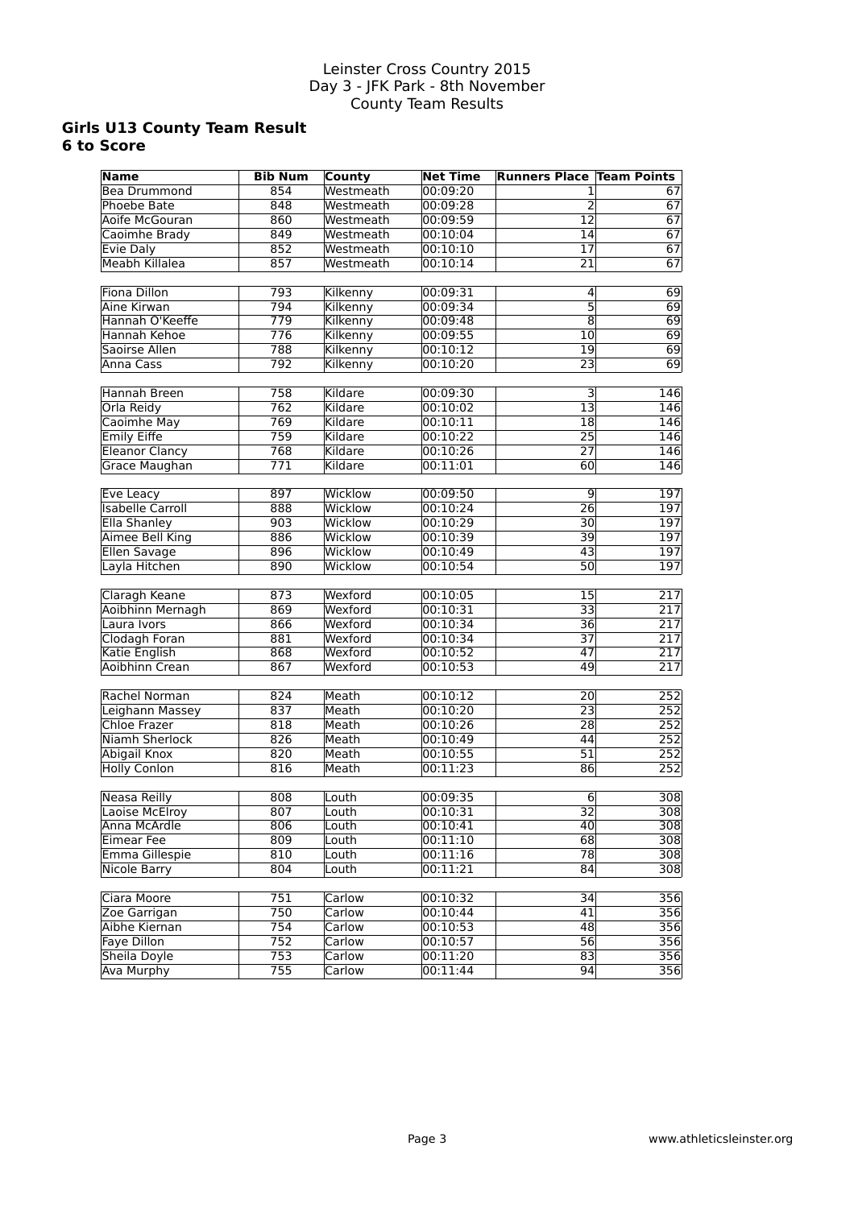Leinster Cross Country 2015
Day 3 - JFK Park - 8th November
County Team Results

## Girls U13 County Team Result
## 6 to Score

| Name | Bib Num | County | Net Time | Runners Place | Team Points |
|---|---|---|---|---|---|
| Bea Drummond | 854 | Westmeath | 00:09:20 | 1 | 67 |
| Phoebe Bate | 848 | Westmeath | 00:09:28 | 2 | 67 |
| Aoife McGouran | 860 | Westmeath | 00:09:59 | 12 | 67 |
| Caoimhe Brady | 849 | Westmeath | 00:10:04 | 14 | 67 |
| Evie Daly | 852 | Westmeath | 00:10:10 | 17 | 67 |
| Meabh Killalea | 857 | Westmeath | 00:10:14 | 21 | 67 |
| | | | | | |
| Fiona Dillon | 793 | Kilkenny | 00:09:31 | 4 | 69 |
| Aine Kirwan | 794 | Kilkenny | 00:09:34 | 5 | 69 |
| Hannah O'Keeffe | 779 | Kilkenny | 00:09:48 | 8 | 69 |
| Hannah Kehoe | 776 | Kilkenny | 00:09:55 | 10 | 69 |
| Saoirse Allen | 788 | Kilkenny | 00:10:12 | 19 | 69 |
| Anna Cass | 792 | Kilkenny | 00:10:20 | 23 | 69 |
| | | | | | |
| Hannah Breen | 758 | Kildare | 00:09:30 | 3 | 146 |
| Orla Reidy | 762 | Kildare | 00:10:02 | 13 | 146 |
| Caoimhe May | 769 | Kildare | 00:10:11 | 18 | 146 |
| Emily Eiffe | 759 | Kildare | 00:10:22 | 25 | 146 |
| Eleanor Clancy | 768 | Kildare | 00:10:26 | 27 | 146 |
| Grace Maughan | 771 | Kildare | 00:11:01 | 60 | 146 |
| | | | | | |
| Eve Leacy | 897 | Wicklow | 00:09:50 | 9 | 197 |
| Isabelle Carroll | 888 | Wicklow | 00:10:24 | 26 | 197 |
| Ella Shanley | 903 | Wicklow | 00:10:29 | 30 | 197 |
| Aimee Bell King | 886 | Wicklow | 00:10:39 | 39 | 197 |
| Ellen Savage | 896 | Wicklow | 00:10:49 | 43 | 197 |
| Layla Hitchen | 890 | Wicklow | 00:10:54 | 50 | 197 |
| | | | | | |
| Claragh Keane | 873 | Wexford | 00:10:05 | 15 | 217 |
| Aoibhinn Mernagh | 869 | Wexford | 00:10:31 | 33 | 217 |
| Laura Ivors | 866 | Wexford | 00:10:34 | 36 | 217 |
| Clodagh Foran | 881 | Wexford | 00:10:34 | 37 | 217 |
| Katie English | 868 | Wexford | 00:10:52 | 47 | 217 |
| Aoibhinn Crean | 867 | Wexford | 00:10:53 | 49 | 217 |
| | | | | | |
| Rachel Norman | 824 | Meath | 00:10:12 | 20 | 252 |
| Leighann Massey | 837 | Meath | 00:10:20 | 23 | 252 |
| Chloe Frazer | 818 | Meath | 00:10:26 | 28 | 252 |
| Niamh Sherlock | 826 | Meath | 00:10:49 | 44 | 252 |
| Abigail Knox | 820 | Meath | 00:10:55 | 51 | 252 |
| Holly Conlon | 816 | Meath | 00:11:23 | 86 | 252 |
| | | | | | |
| Neasa Reilly | 808 | Louth | 00:09:35 | 6 | 308 |
| Laoise McElroy | 807 | Louth | 00:10:31 | 32 | 308 |
| Anna McArdle | 806 | Louth | 00:10:41 | 40 | 308 |
| Eimear Fee | 809 | Louth | 00:11:10 | 68 | 308 |
| Emma Gillespie | 810 | Louth | 00:11:16 | 78 | 308 |
| Nicole Barry | 804 | Louth | 00:11:21 | 84 | 308 |
| | | | | | |
| Ciara Moore | 751 | Carlow | 00:10:32 | 34 | 356 |
| Zoe Garrigan | 750 | Carlow | 00:10:44 | 41 | 356 |
| Aibhe Kiernan | 754 | Carlow | 00:10:53 | 48 | 356 |
| Faye Dillon | 752 | Carlow | 00:10:57 | 56 | 356 |
| Sheila Doyle | 753 | Carlow | 00:11:20 | 83 | 356 |
| Ava Murphy | 755 | Carlow | 00:11:44 | 94 | 356 |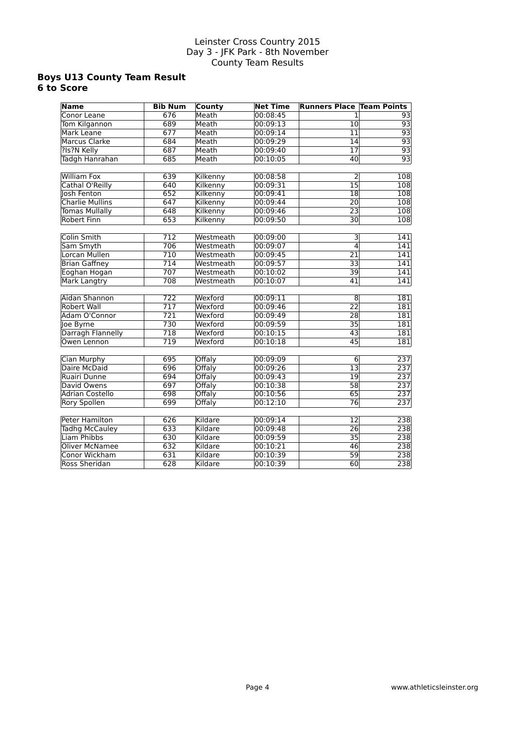Leinster Cross Country 2015
Day 3 - JFK Park - 8th November
County Team Results

## Boys U13 County Team Result
## 6 to Score

| Name | Bib Num | County | Net Time | Runners Place | Team Points |
|---|---|---|---|---|---|
| Conor Leane | 676 | Meath | 00:08:45 | 1 | 93 |
| Tom Kilgannon | 689 | Meath | 00:09:13 | 10 | 93 |
| Mark Leane | 677 | Meath | 00:09:14 | 11 | 93 |
| Marcus Clarke | 684 | Meath | 00:09:29 | 14 | 93 |
| ?Is?N Kelly | 687 | Meath | 00:09:40 | 17 | 93 |
| Tadgh Hanrahan | 685 | Meath | 00:10:05 | 40 | 93 |
| | | | | | |
| William Fox | 639 | Kilkenny | 00:08:58 | 2 | 108 |
| Cathal O'Reilly | 640 | Kilkenny | 00:09:31 | 15 | 108 |
| Josh Fenton | 652 | Kilkenny | 00:09:41 | 18 | 108 |
| Charlie Mullins | 647 | Kilkenny | 00:09:44 | 20 | 108 |
| Tomas Mullally | 648 | Kilkenny | 00:09:46 | 23 | 108 |
| Robert Finn | 653 | Kilkenny | 00:09:50 | 30 | 108 |
| | | | | | |
| Colin Smith | 712 | Westmeath | 00:09:00 | 3 | 141 |
| Sam Smyth | 706 | Westmeath | 00:09:07 | 4 | 141 |
| Lorcan Mullen | 710 | Westmeath | 00:09:45 | 21 | 141 |
| Brian Gaffney | 714 | Westmeath | 00:09:57 | 33 | 141 |
| Eoghan Hogan | 707 | Westmeath | 00:10:02 | 39 | 141 |
| Mark Langtry | 708 | Westmeath | 00:10:07 | 41 | 141 |
| | | | | | |
| Aidan Shannon | 722 | Wexford | 00:09:11 | 8 | 181 |
| Robert Wall | 717 | Wexford | 00:09:46 | 22 | 181 |
| Adam O'Connor | 721 | Wexford | 00:09:49 | 28 | 181 |
| Joe Byrne | 730 | Wexford | 00:09:59 | 35 | 181 |
| Darragh Flannelly | 718 | Wexford | 00:10:15 | 43 | 181 |
| Owen Lennon | 719 | Wexford | 00:10:18 | 45 | 181 |
| | | | | | |
| Cian Murphy | 695 | Offaly | 00:09:09 | 6 | 237 |
| Daire McDaid | 696 | Offaly | 00:09:26 | 13 | 237 |
| Ruairi Dunne | 694 | Offaly | 00:09:43 | 19 | 237 |
| David Owens | 697 | Offaly | 00:10:38 | 58 | 237 |
| Adrian Costello | 698 | Offaly | 00:10:56 | 65 | 237 |
| Rory Spollen | 699 | Offaly | 00:12:10 | 76 | 237 |
| | | | | | |
| Peter Hamilton | 626 | Kildare | 00:09:14 | 12 | 238 |
| Tadhg McCauley | 633 | Kildare | 00:09:48 | 26 | 238 |
| Liam Phibbs | 630 | Kildare | 00:09:59 | 35 | 238 |
| Oliver McNamee | 632 | Kildare | 00:10:21 | 46 | 238 |
| Conor Wickham | 631 | Kildare | 00:10:39 | 59 | 238 |
| Ross Sheridan | 628 | Kildare | 00:10:39 | 60 | 238 |

www.athleticsleinster.org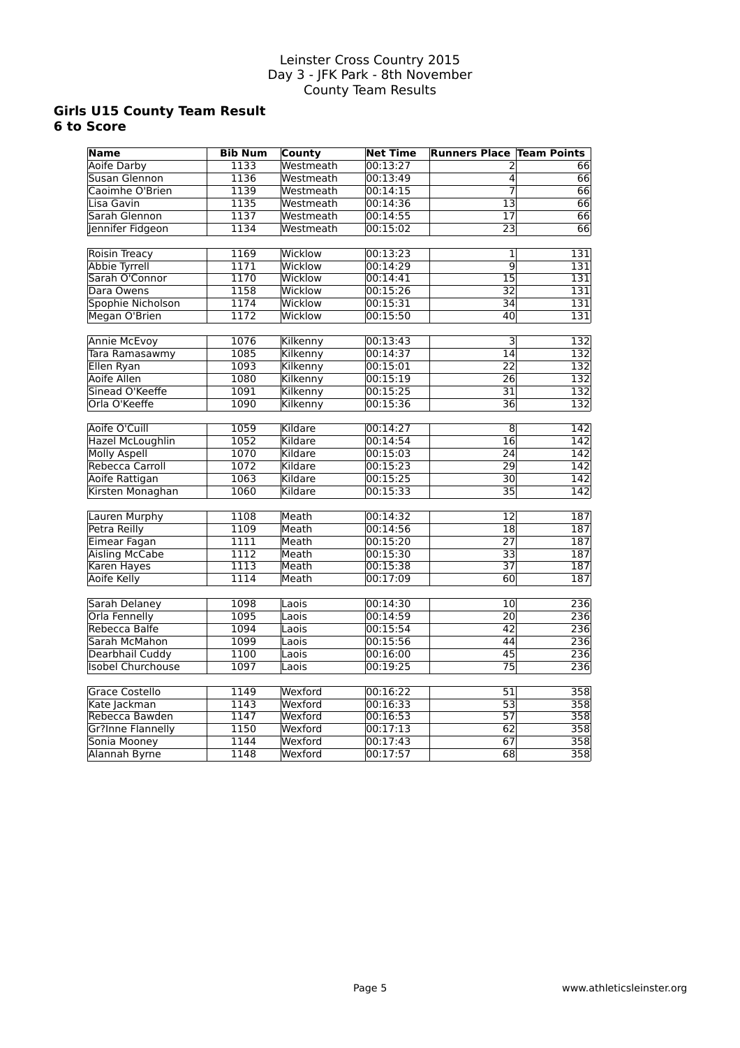Leinster Cross Country 2015
Day 3 - JFK Park - 8th November
County Team Results

## Girls U15 County Team Result
## 6 to Score

| Name | Bib Num | County | Net Time | Runners Place | Team Points |
|---|---|---|---|---|---|
| Aoife Darby | 1133 | Westmeath | 00:13:27 | 2 | 66 |
| Susan Glennon | 1136 | Westmeath | 00:13:49 | 4 | 66 |
| Caoimhe O'Brien | 1139 | Westmeath | 00:14:15 | 7 | 66 |
| Lisa Gavin | 1135 | Westmeath | 00:14:36 | 13 | 66 |
| Sarah Glennon | 1137 | Westmeath | 00:14:55 | 17 | 66 |
| Jennifer Fidgeon | 1134 | Westmeath | 00:15:02 | 23 | 66 |
| | | | | | |
| Roisin Treacy | 1169 | Wicklow | 00:13:23 | 1 | 131 |
| Abbie Tyrrell | 1171 | Wicklow | 00:14:29 | 9 | 131 |
| Sarah O'Connor | 1170 | Wicklow | 00:14:41 | 15 | 131 |
| Dara Owens | 1158 | Wicklow | 00:15:26 | 32 | 131 |
| Spophie Nicholson | 1174 | Wicklow | 00:15:31 | 34 | 131 |
| Megan O'Brien | 1172 | Wicklow | 00:15:50 | 40 | 131 |
| | | | | | |
| Annie McEvoy | 1076 | Kilkenny | 00:13:43 | 3 | 132 |
| Tara Ramasawmy | 1085 | Kilkenny | 00:14:37 | 14 | 132 |
| Ellen Ryan | 1093 | Kilkenny | 00:15:01 | 22 | 132 |
| Aoife Allen | 1080 | Kilkenny | 00:15:19 | 26 | 132 |
| Sinead O'Keeffe | 1091 | Kilkenny | 00:15:25 | 31 | 132 |
| Orla O'Keeffe | 1090 | Kilkenny | 00:15:36 | 36 | 132 |
| | | | | | |
| Aoife O'Cuill | 1059 | Kildare | 00:14:27 | 8 | 142 |
| Hazel McLoughlin | 1052 | Kildare | 00:14:54 | 16 | 142 |
| Molly Aspell | 1070 | Kildare | 00:15:03 | 24 | 142 |
| Rebecca Carroll | 1072 | Kildare | 00:15:23 | 29 | 142 |
| Aoife Rattigan | 1063 | Kildare | 00:15:25 | 30 | 142 |
| Kirsten Monaghan | 1060 | Kildare | 00:15:33 | 35 | 142 |
| | | | | | |
| Lauren Murphy | 1108 | Meath | 00:14:32 | 12 | 187 |
| Petra Reilly | 1109 | Meath | 00:14:56 | 18 | 187 |
| Eimear Fagan | 1111 | Meath | 00:15:20 | 27 | 187 |
| Aisling McCabe | 1112 | Meath | 00:15:30 | 33 | 187 |
| Karen Hayes | 1113 | Meath | 00:15:38 | 37 | 187 |
| Aoife Kelly | 1114 | Meath | 00:17:09 | 60 | 187 |
| | | | | | |
| Sarah Delaney | 1098 | Laois | 00:14:30 | 10 | 236 |
| Orla Fennelly | 1095 | Laois | 00:14:59 | 20 | 236 |
| Rebecca Balfe | 1094 | Laois | 00:15:54 | 42 | 236 |
| Sarah McMahon | 1099 | Laois | 00:15:56 | 44 | 236 |
| Dearbhail Cuddy | 1100 | Laois | 00:16:00 | 45 | 236 |
| Isobel Churchouse | 1097 | Laois | 00:19:25 | 75 | 236 |
| | | | | | |
| Grace Costello | 1149 | Wexford | 00:16:22 | 51 | 358 |
| Kate Jackman | 1143 | Wexford | 00:16:33 | 53 | 358 |
| Rebecca Bawden | 1147 | Wexford | 00:16:53 | 57 | 358 |
| Gr?Inne Flannelly | 1150 | Wexford | 00:17:13 | 62 | 358 |
| Sonia Mooney | 1144 | Wexford | 00:17:43 | 67 | 358 |
| Alannah Byrne | 1148 | Wexford | 00:17:57 | 68 | 358 |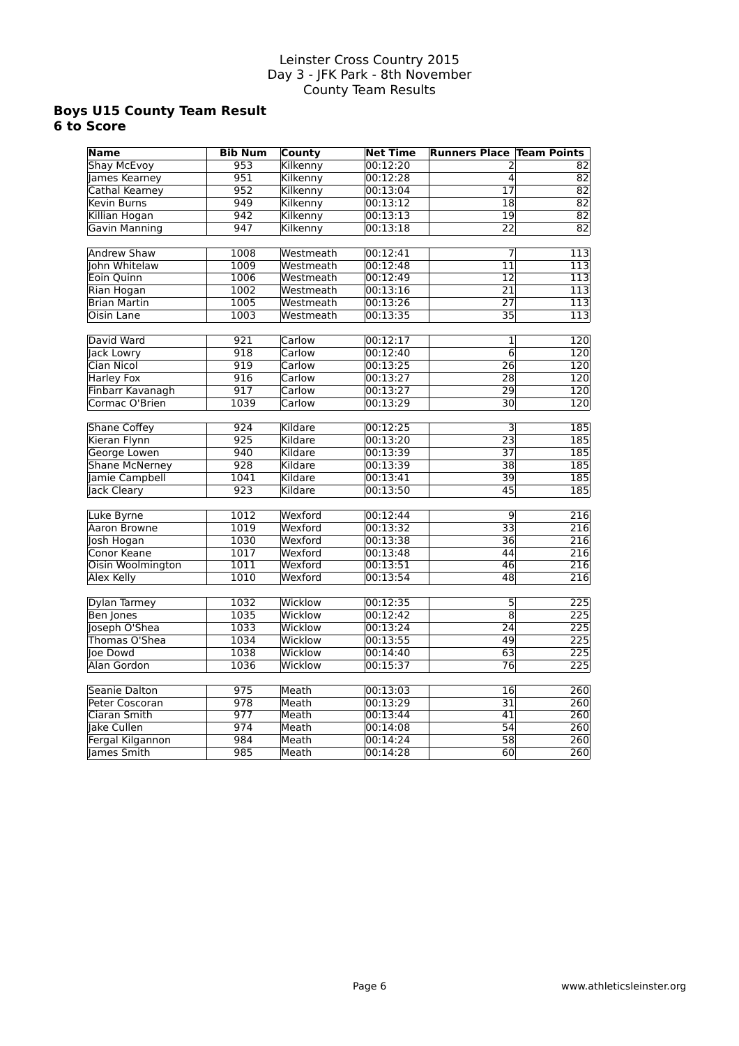Leinster Cross Country 2015
Day 3 - JFK Park - 8th November
County Team Results

### Boys U15 County Team Result
### 6 to Score

| Name | Bib Num | County | Net Time | Runners Place | Team Points |
|---|---|---|---|---|---|
| Shay McEvoy | 953 | Kilkenny | 00:12:20 | 2 | 82 |
| James Kearney | 951 | Kilkenny | 00:12:28 | 4 | 82 |
| Cathal Kearney | 952 | Kilkenny | 00:13:04 | 17 | 82 |
| Kevin Burns | 949 | Kilkenny | 00:13:12 | 18 | 82 |
| Killian Hogan | 942 | Kilkenny | 00:13:13 | 19 | 82 |
| Gavin Manning | 947 | Kilkenny | 00:13:18 | 22 | 82 |
| | | | | | |
| Andrew Shaw | 1008 | Westmeath | 00:12:41 | 7 | 113 |
| John Whitelaw | 1009 | Westmeath | 00:12:48 | 11 | 113 |
| Eoin Quinn | 1006 | Westmeath | 00:12:49 | 12 | 113 |
| Rian Hogan | 1002 | Westmeath | 00:13:16 | 21 | 113 |
| Brian Martin | 1005 | Westmeath | 00:13:26 | 27 | 113 |
| Oisin Lane | 1003 | Westmeath | 00:13:35 | 35 | 113 |
| | | | | | |
| David Ward | 921 | Carlow | 00:12:17 | 1 | 120 |
| Jack Lowry | 918 | Carlow | 00:12:40 | 6 | 120 |
| Cian Nicol | 919 | Carlow | 00:13:25 | 26 | 120 |
| Harley Fox | 916 | Carlow | 00:13:27 | 28 | 120 |
| Finbarr Kavanagh | 917 | Carlow | 00:13:27 | 29 | 120 |
| Cormac O'Brien | 1039 | Carlow | 00:13:29 | 30 | 120 |
| | | | | | |
| Shane Coffey | 924 | Kildare | 00:12:25 | 3 | 185 |
| Kieran Flynn | 925 | Kildare | 00:13:20 | 23 | 185 |
| George Lowen | 940 | Kildare | 00:13:39 | 37 | 185 |
| Shane McNerney | 928 | Kildare | 00:13:39 | 38 | 185 |
| Jamie Campbell | 1041 | Kildare | 00:13:41 | 39 | 185 |
| Jack Cleary | 923 | Kildare | 00:13:50 | 45 | 185 |
| | | | | | |
| Luke Byrne | 1012 | Wexford | 00:12:44 | 9 | 216 |
| Aaron Browne | 1019 | Wexford | 00:13:32 | 33 | 216 |
| Josh Hogan | 1030 | Wexford | 00:13:38 | 36 | 216 |
| Conor Keane | 1017 | Wexford | 00:13:48 | 44 | 216 |
| Oisin Woolmington | 1011 | Wexford | 00:13:51 | 46 | 216 |
| Alex Kelly | 1010 | Wexford | 00:13:54 | 48 | 216 |
| | | | | | |
| Dylan Tarmey | 1032 | Wicklow | 00:12:35 | 5 | 225 |
| Ben Jones | 1035 | Wicklow | 00:12:42 | 8 | 225 |
| Joseph O'Shea | 1033 | Wicklow | 00:13:24 | 24 | 225 |
| Thomas O'Shea | 1034 | Wicklow | 00:13:55 | 49 | 225 |
| Joe Dowd | 1038 | Wicklow | 00:14:40 | 63 | 225 |
| Alan Gordon | 1036 | Wicklow | 00:15:37 | 76 | 225 |
| | | | | | |
| Seanie Dalton | 975 | Meath | 00:13:03 | 16 | 260 |
| Peter Coscoran | 978 | Meath | 00:13:29 | 31 | 260 |
| Ciaran Smith | 977 | Meath | 00:13:44 | 41 | 260 |
| Jake Cullen | 974 | Meath | 00:14:08 | 54 | 260 |
| Fergal Kilgannon | 984 | Meath | 00:14:24 | 58 | 260 |
| James Smith | 985 | Meath | 00:14:28 | 60 | 260 |

www.athleticsleinster.org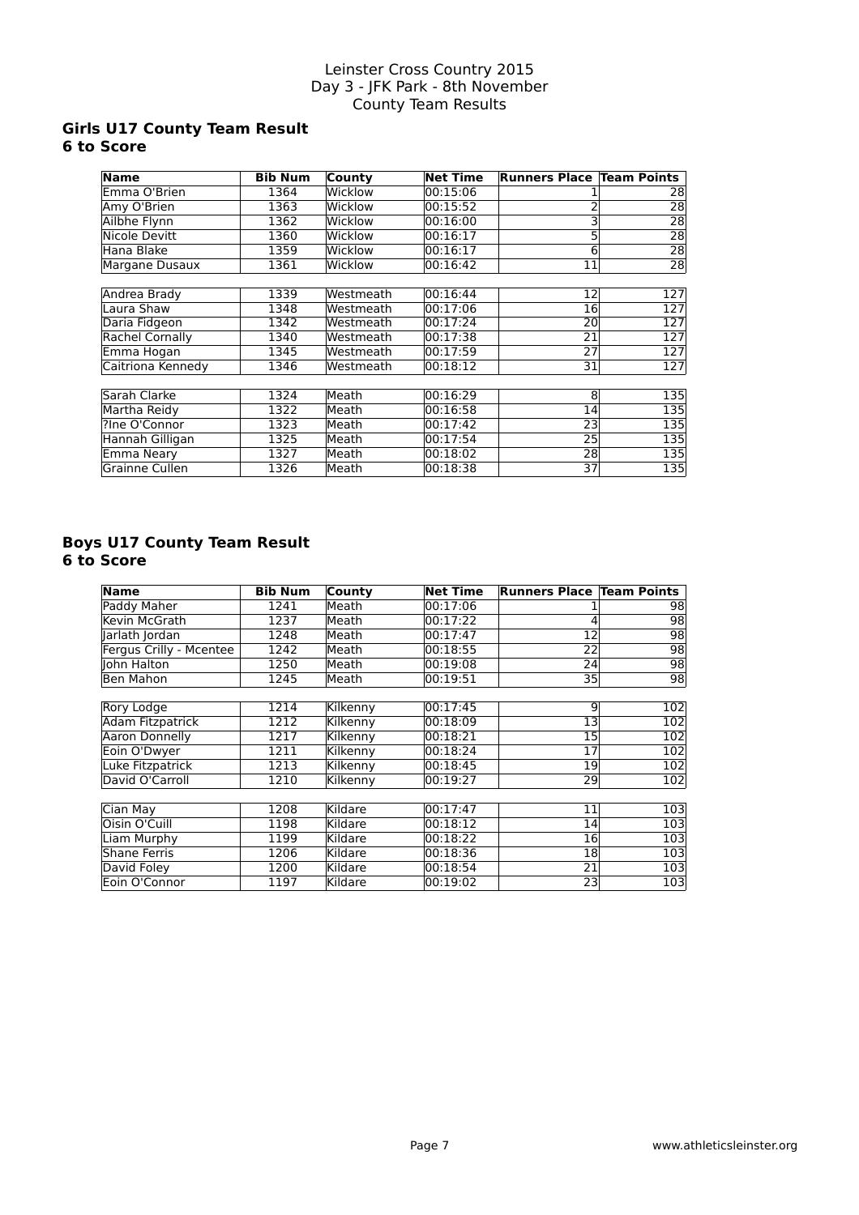Leinster Cross Country 2015
Day 3 - JFK Park - 8th November
County Team Results

## Girls U17 County Team Result
### 6 to Score

| Name | Bib Num | County | Net Time | Runners Place | Team Points |
|---|---|---|---|---|---|
| Emma O'Brien | 1364 | Wicklow | 00:15:06 | 1 | 28 |
| Amy O'Brien | 1363 | Wicklow | 00:15:52 | 2 | 28 |
| Ailbhe Flynn | 1362 | Wicklow | 00:16:00 | 3 | 28 |
| Nicole Devitt | 1360 | Wicklow | 00:16:17 | 5 | 28 |
| Hana Blake | 1359 | Wicklow | 00:16:17 | 6 | 28 |
| Margane Dusaux | 1361 | Wicklow | 00:16:42 | 11 | 28 |
| | | | | | |
| Andrea Brady | 1339 | Westmeath | 00:16:44 | 12 | 127 |
| Laura Shaw | 1348 | Westmeath | 00:17:06 | 16 | 127 |
| Daria Fidgeon | 1342 | Westmeath | 00:17:24 | 20 | 127 |
| Rachel Cornally | 1340 | Westmeath | 00:17:38 | 21 | 127 |
| Emma Hogan | 1345 | Westmeath | 00:17:59 | 27 | 127 |
| Caitriona Kennedy | 1346 | Westmeath | 00:18:12 | 31 | 127 |
| | | | | | |
| Sarah Clarke | 1324 | Meath | 00:16:29 | 8 | 135 |
| Martha Reidy | 1322 | Meath | 00:16:58 | 14 | 135 |
| ?Ine O'Connor | 1323 | Meath | 00:17:42 | 23 | 135 |
| Hannah Gilligan | 1325 | Meath | 00:17:54 | 25 | 135 |
| Emma Neary | 1327 | Meath | 00:18:02 | 28 | 135 |
| Grainne Cullen | 1326 | Meath | 00:18:38 | 37 | 135 |

## Boys U17 County Team Result
### 6 to Score

| Name | Bib Num | County | Net Time | Runners Place | Team Points |
|---|---|---|---|---|---|
| Paddy Maher | 1241 | Meath | 00:17:06 | 1 | 98 |
| Kevin McGrath | 1237 | Meath | 00:17:22 | 4 | 98 |
| Jarlath Jordan | 1248 | Meath | 00:17:47 | 12 | 98 |
| Fergus Crilly - Mcentee | 1242 | Meath | 00:18:55 | 22 | 98 |
| John Halton | 1250 | Meath | 00:19:08 | 24 | 98 |
| Ben Mahon | 1245 | Meath | 00:19:51 | 35 | 98 |
| | | | | | |
| Rory Lodge | 1214 | Kilkenny | 00:17:45 | 9 | 102 |
| Adam Fitzpatrick | 1212 | Kilkenny | 00:18:09 | 13 | 102 |
| Aaron Donnelly | 1217 | Kilkenny | 00:18:21 | 15 | 102 |
| Eoin O'Dwyer | 1211 | Kilkenny | 00:18:24 | 17 | 102 |
| Luke Fitzpatrick | 1213 | Kilkenny | 00:18:45 | 19 | 102 |
| David O'Carroll | 1210 | Kilkenny | 00:19:27 | 29 | 102 |
| | | | | | |
| Cian May | 1208 | Kildare | 00:17:47 | 11 | 103 |
| Oisin O'Cuill | 1198 | Kildare | 00:18:12 | 14 | 103 |
| Liam Murphy | 1199 | Kildare | 00:18:22 | 16 | 103 |
| Shane Ferris | 1206 | Kildare | 00:18:36 | 18 | 103 |
| David Foley | 1200 | Kildare | 00:18:54 | 21 | 103 |
| Eoin O'Connor | 1197 | Kildare | 00:19:02 | 23 | 103 |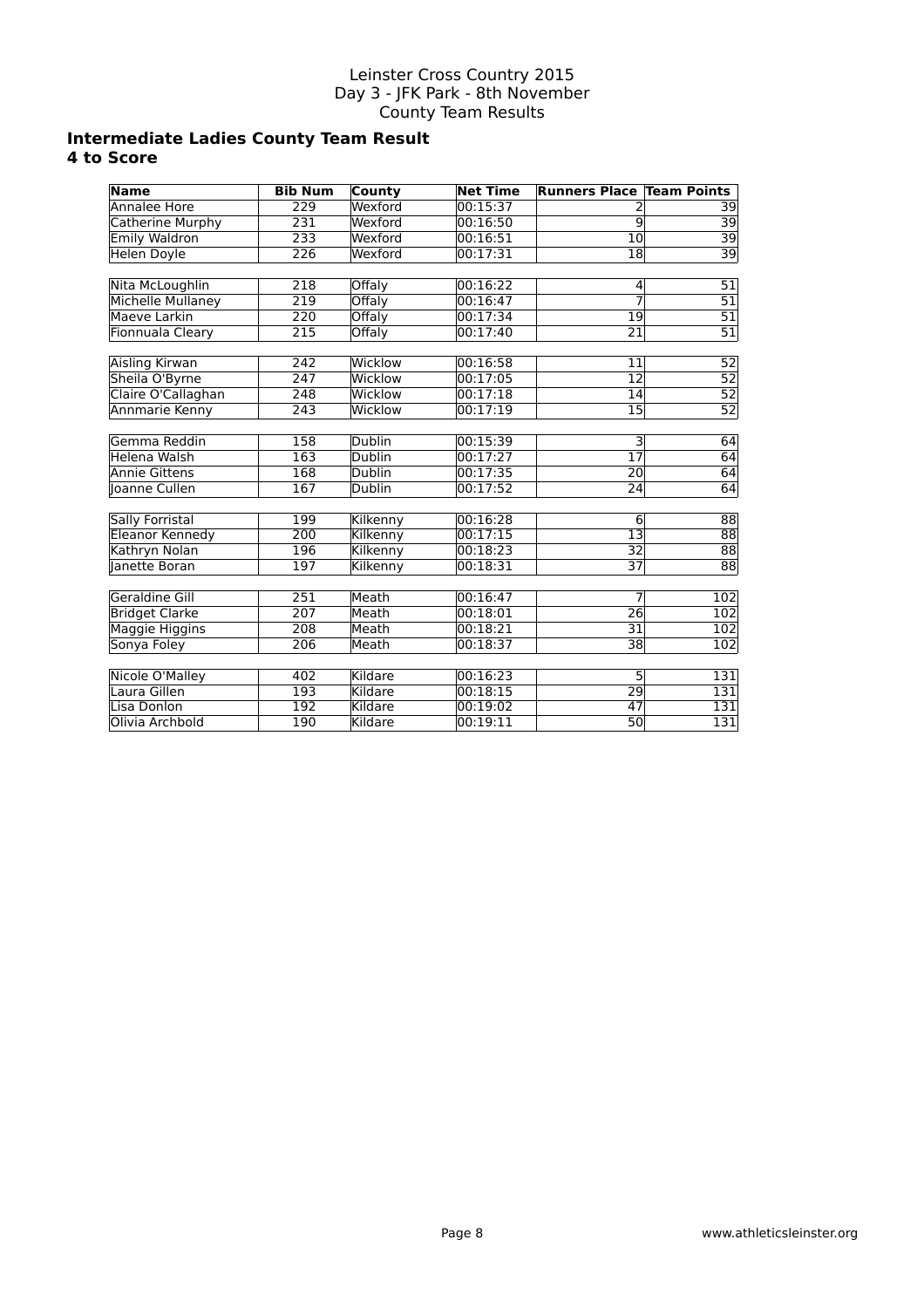Leinster Cross Country 2015
Day 3 - JFK Park - 8th November
County Team Results

## Intermediate Ladies County Team Result
## 4 to Score

| Name | Bib Num | County | Net Time | Runners Place | Team Points |
|---|---|---|---|---|---|
| Annalee Hore | 229 | Wexford | 00:15:37 | 2 | 39 |
| Catherine Murphy | 231 | Wexford | 00:16:50 | 9 | 39 |
| Emily Waldron | 233 | Wexford | 00:16:51 | 10 | 39 |
| Helen Doyle | 226 | Wexford | 00:17:31 | 18 | 39 |
| | | | | | |
| Nita McLoughlin | 218 | Offaly | 00:16:22 | 4 | 51 |
| Michelle Mullaney | 219 | Offaly | 00:16:47 | 7 | 51 |
| Maeve Larkin | 220 | Offaly | 00:17:34 | 19 | 51 |
| Fionnuala Cleary | 215 | Offaly | 00:17:40 | 21 | 51 |
| | | | | | |
| Aisling Kirwan | 242 | Wicklow | 00:16:58 | 11 | 52 |
| Sheila O'Byrne | 247 | Wicklow | 00:17:05 | 12 | 52 |
| Claire O'Callaghan | 248 | Wicklow | 00:17:18 | 14 | 52 |
| Annmarie Kenny | 243 | Wicklow | 00:17:19 | 15 | 52 |
| | | | | | |
| Gemma Reddin | 158 | Dublin | 00:15:39 | 3 | 64 |
| Helena Walsh | 163 | Dublin | 00:17:27 | 17 | 64 |
| Annie Gittens | 168 | Dublin | 00:17:35 | 20 | 64 |
| Joanne Cullen | 167 | Dublin | 00:17:52 | 24 | 64 |
| | | | | | |
| Sally Forristal | 199 | Kilkenny | 00:16:28 | 6 | 88 |
| Eleanor Kennedy | 200 | Kilkenny | 00:17:15 | 13 | 88 |
| Kathryn Nolan | 196 | Kilkenny | 00:18:23 | 32 | 88 |
| Janette Boran | 197 | Kilkenny | 00:18:31 | 37 | 88 |
| | | | | | |
| Geraldine Gill | 251 | Meath | 00:16:47 | 7 | 102 |
| Bridget Clarke | 207 | Meath | 00:18:01 | 26 | 102 |
| Maggie Higgins | 208 | Meath | 00:18:21 | 31 | 102 |
| Sonya Foley | 206 | Meath | 00:18:37 | 38 | 102 |
| | | | | | |
| Nicole O'Malley | 402 | Kildare | 00:16:23 | 5 | 131 |
| Laura Gillen | 193 | Kildare | 00:18:15 | 29 | 131 |
| Lisa Donlon | 192 | Kildare | 00:19:02 | 47 | 131 |
| Olivia Archbold | 190 | Kildare | 00:19:11 | 50 | 131 |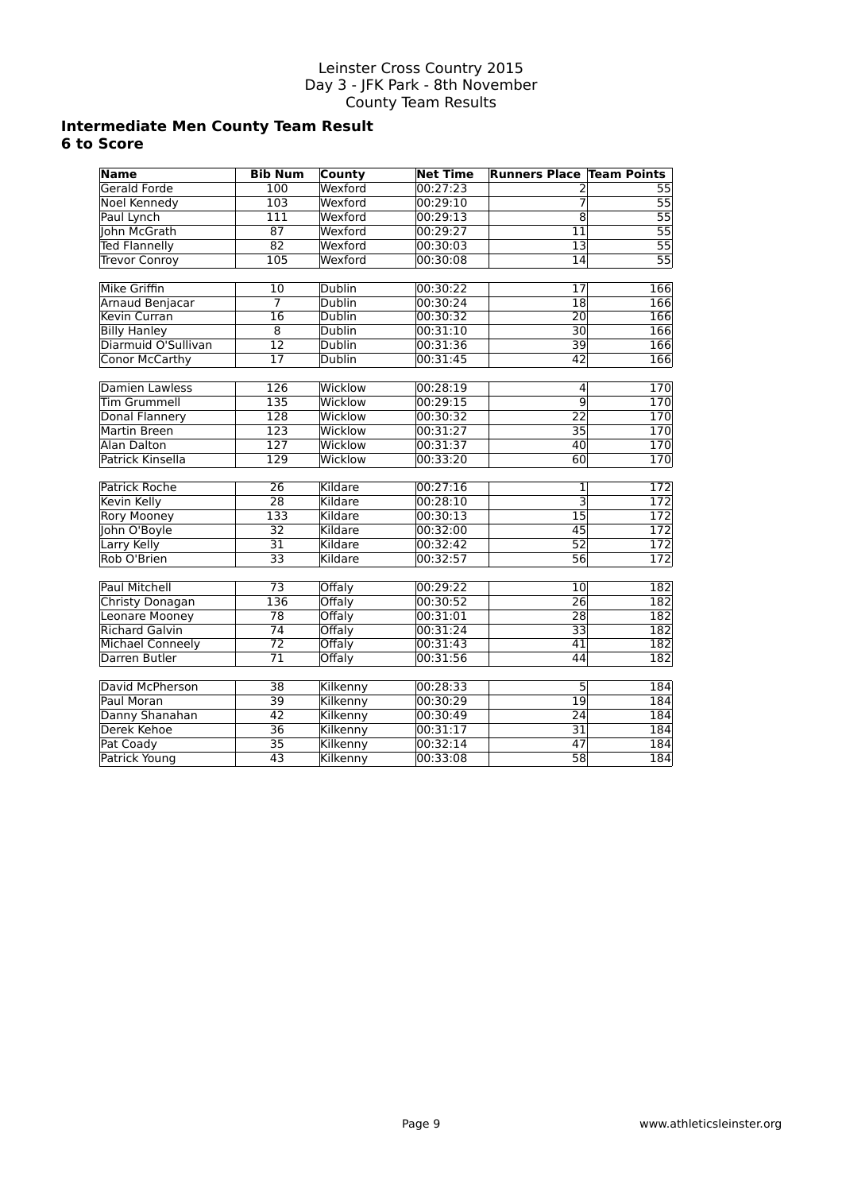Leinster Cross Country 2015
Day 3 - JFK Park - 8th November
County Team Results

### Intermediate Men County Team Result
### 6 to Score

| Name | Bib Num | County | Net Time | Runners Place | Team Points |
|---|---|---|---|---|---|
| Gerald Forde | 100 | Wexford | 00:27:23 | 2 | 55 |
| Noel Kennedy | 103 | Wexford | 00:29:10 | 7 | 55 |
| Paul Lynch | 111 | Wexford | 00:29:13 | 8 | 55 |
| John McGrath | 87 | Wexford | 00:29:27 | 11 | 55 |
| Ted Flannelly | 82 | Wexford | 00:30:03 | 13 | 55 |
| Trevor Conroy | 105 | Wexford | 00:30:08 | 14 | 55 |
| Mike Griffin | 10 | Dublin | 00:30:22 | 17 | 166 |
| Arnaud Benjacar | 7 | Dublin | 00:30:24 | 18 | 166 |
| Kevin Curran | 16 | Dublin | 00:30:32 | 20 | 166 |
| Billy Hanley | 8 | Dublin | 00:31:10 | 30 | 166 |
| Diarmuid O'Sullivan | 12 | Dublin | 00:31:36 | 39 | 166 |
| Conor McCarthy | 17 | Dublin | 00:31:45 | 42 | 166 |
| Damien Lawless | 126 | Wicklow | 00:28:19 | 4 | 170 |
| Tim Grummell | 135 | Wicklow | 00:29:15 | 9 | 170 |
| Donal Flannery | 128 | Wicklow | 00:30:32 | 22 | 170 |
| Martin Breen | 123 | Wicklow | 00:31:27 | 35 | 170 |
| Alan Dalton | 127 | Wicklow | 00:31:37 | 40 | 170 |
| Patrick Kinsella | 129 | Wicklow | 00:33:20 | 60 | 170 |
| Patrick Roche | 26 | Kildare | 00:27:16 | 1 | 172 |
| Kevin Kelly | 28 | Kildare | 00:28:10 | 3 | 172 |
| Rory Mooney | 133 | Kildare | 00:30:13 | 15 | 172 |
| John O'Boyle | 32 | Kildare | 00:32:00 | 45 | 172 |
| Larry Kelly | 31 | Kildare | 00:32:42 | 52 | 172 |
| Rob O'Brien | 33 | Kildare | 00:32:57 | 56 | 172 |
| Paul Mitchell | 73 | Offaly | 00:29:22 | 10 | 182 |
| Christy Donagan | 136 | Offaly | 00:30:52 | 26 | 182 |
| Leonare Mooney | 78 | Offaly | 00:31:01 | 28 | 182 |
| Richard Galvin | 74 | Offaly | 00:31:24 | 33 | 182 |
| Michael Conneely | 72 | Offaly | 00:31:43 | 41 | 182 |
| Darren Butler | 71 | Offaly | 00:31:56 | 44 | 182 |
| David McPherson | 38 | Kilkenny | 00:28:33 | 5 | 184 |
| Paul Moran | 39 | Kilkenny | 00:30:29 | 19 | 184 |
| Danny Shanahan | 42 | Kilkenny | 00:30:49 | 24 | 184 |
| Derek Kehoe | 36 | Kilkenny | 00:31:17 | 31 | 184 |
| Pat Coady | 35 | Kilkenny | 00:32:14 | 47 | 184 |
| Patrick Young | 43 | Kilkenny | 00:33:08 | 58 | 184 |